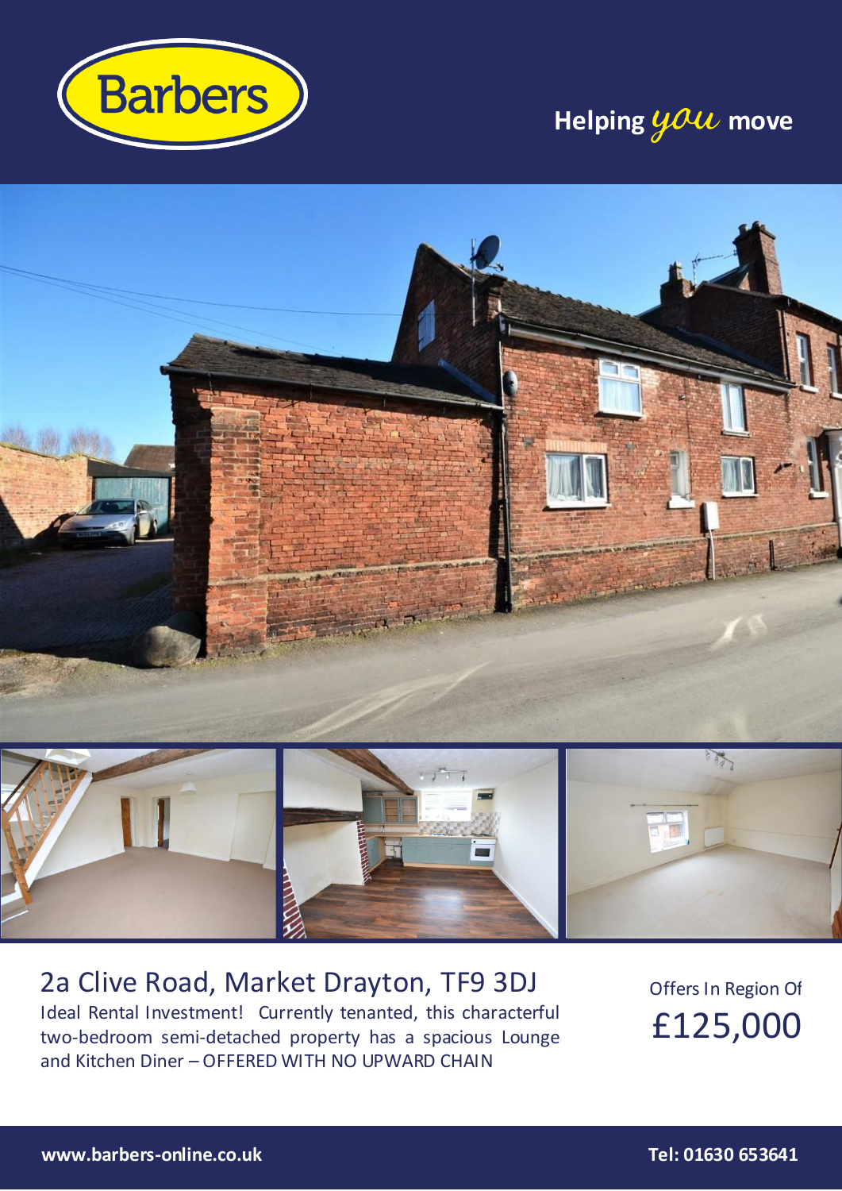Barbers

**Helping *you* move**

# 2a Clive Road, Market Drayton, TF9 3DJ

Ideal Rental Investment! Currently tenanted, this characterful two-bedroom semi-detached property has a spacious Lounge and Kitchen Diner – OFFERED WITH NO UPWARD CHAIN

Offers In Region Of

## £125,000

**www.barbers-online.co.uk**

**Tel: 01630 653641**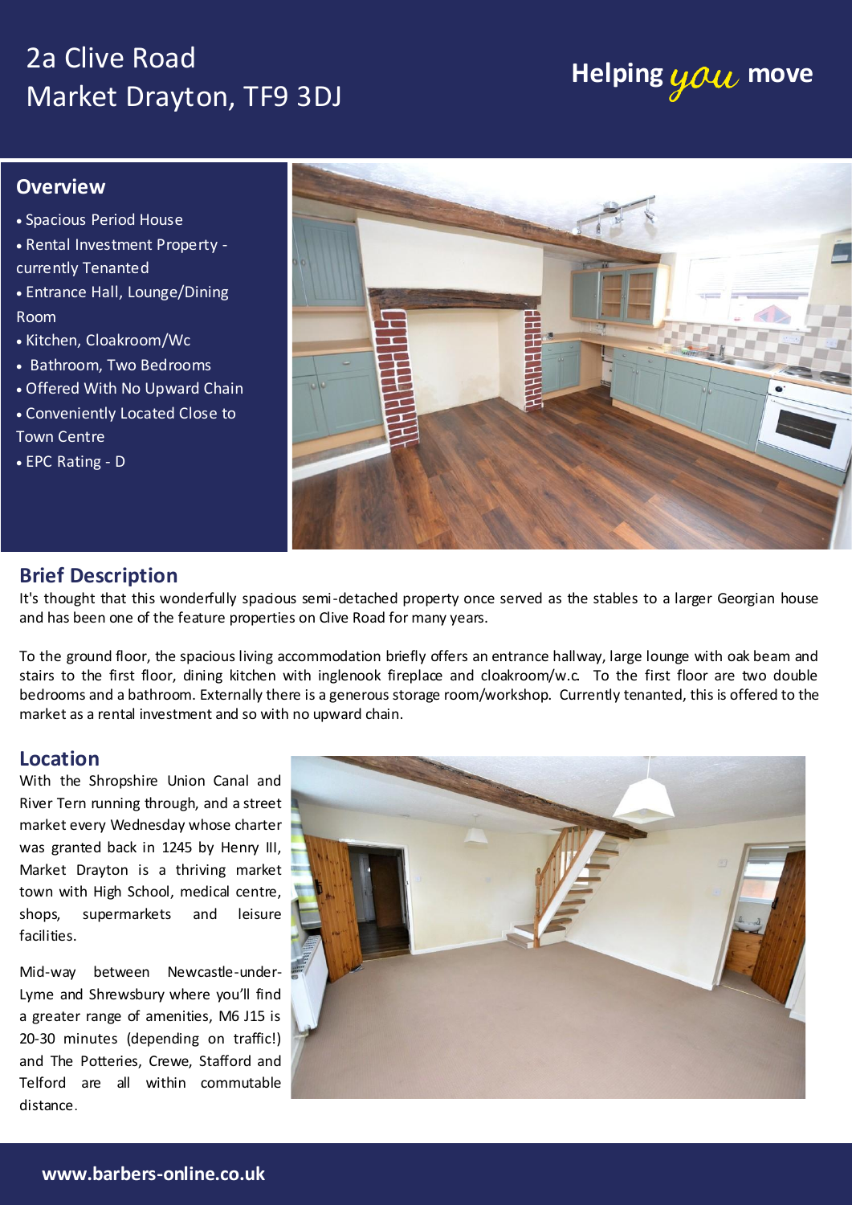# 2a Clive Road
# Market Drayton, TF9 3DJ

Helping *you* move

## Overview

- Spacious Period House
- Rental Investment Property - currently Tenanted
- Entrance Hall, Lounge/Dining Room
- Kitchen, Cloakroom/Wc
- Bathroom, Two Bedrooms
- Offered With No Upward Chain
- Conveniently Located Close to Town Centre
- EPC Rating - D

## Brief Description

It's thought that this wonderfully spacious semi-detached property once served as the stables to a larger Georgian house and has been one of the feature properties on Clive Road for many years.

To the ground floor, the spacious living accommodation briefly offers an entrance hallway, large lounge with oak beam and stairs to the first floor, dining kitchen with inglenook fireplace and cloakroom/w.c. To the first floor are two double bedrooms and a bathroom. Externally there is a generous storage room/workshop. Currently tenanted, this is offered to the market as a rental investment and so with no upward chain.

## Location

With the Shropshire Union Canal and River Tern running through, and a street market every Wednesday whose charter was granted back in 1245 by Henry III, Market Drayton is a thriving market town with High School, medical centre, shops, supermarkets and leisure facilities.

Mid-way between Newcastle-under-Lyme and Shrewsbury where you'll find a greater range of amenities, M6 J15 is 20-30 minutes (depending on traffic!) and The Potteries, Crewe, Stafford and Telford are all within commutable distance.

**www.barbers-online.co.uk**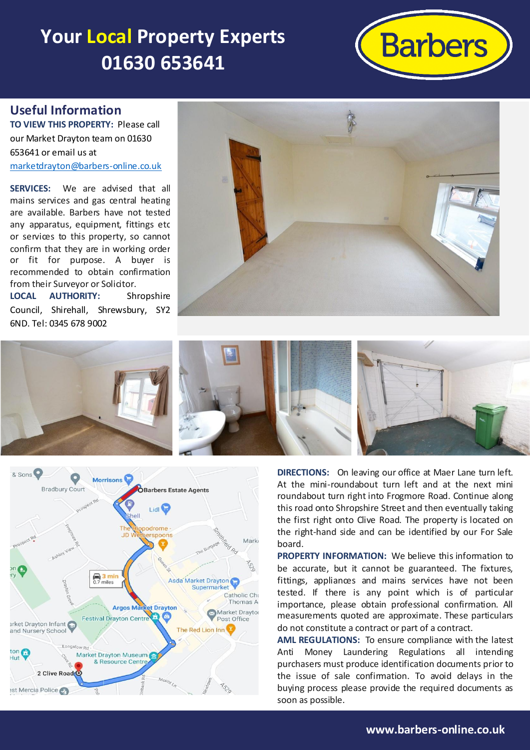# Your Local Property Experts 01630 653641

Barbers

## Useful Information

**TO VIEW THIS PROPERTY:** Please call our Market Drayton team on 01630 653641 or email us at marketdrayton@barbers-online.co.uk

**SERVICES:** We are advised that all mains services and gas central heating are available. Barbers have not tested any apparatus, equipment, fittings etc or services to this property, so cannot confirm that they are in working order or fit for purpose. A buyer is recommended to obtain confirmation from their Surveyor or Solicitor.

**LOCAL AUTHORITY:** Shropshire Council, Shirehall, Shrewsbury, SY2 6ND. Tel: 0345 678 9002

**DIRECTIONS:** On leaving our office at Maer Lane turn left. At the mini-roundabout turn left and at the next mini roundabout turn right into Frogmore Road. Continue along this road onto Shropshire Street and then eventually taking the first right onto Clive Road. The property is located on the right-hand side and can be identified by our For Sale board.

**PROPERTY INFORMATION:** We believe this information to be accurate, but it cannot be guaranteed. The fixtures, fittings, appliances and mains services have not been tested. If there is any point which is of particular importance, please obtain professional confirmation. All measurements quoted are approximate. These particulars do not constitute a contract or part of a contract.

**AML REGULATIONS:** To ensure compliance with the latest Anti Money Laundering Regulations all intending purchasers must produce identification documents prior to the issue of sale confirmation. To avoid delays in the buying process please provide the required documents as soon as possible.

www.barbers-online.co.uk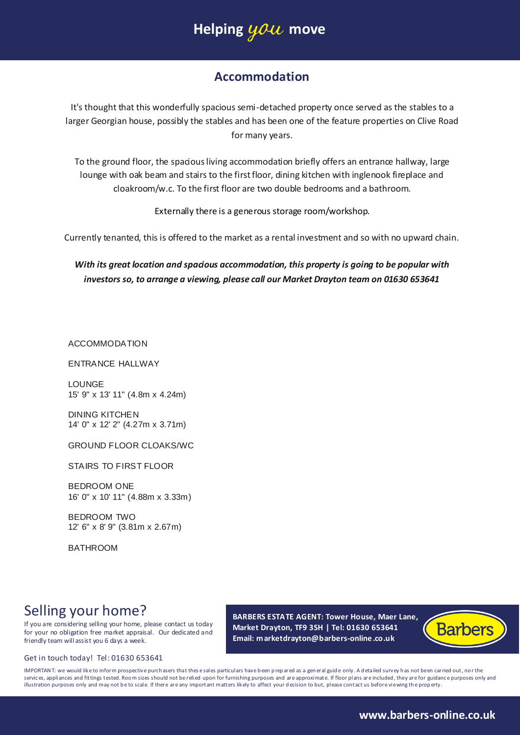## Accommodation

It's thought that this wonderfully spacious semi-detached property once served as the stables to a larger Georgian house, possibly the stables and has been one of the feature properties on Clive Road for many years.

To the ground floor, the spacious living accommodation briefly offers an entrance hallway, large lounge with oak beam and stairs to the first floor, dining kitchen with inglenook fireplace and cloakroom/w.c. To the first floor are two double bedrooms and a bathroom.

Externally there is a generous storage room/workshop.

Currently tenanted, this is offered to the market as a rental investment and so with no upward chain.

***With its great location and spacious accommodation, this property is going to be popular with investors so, to arrange a viewing, please call our Market Drayton team on 01630 653641***

ACCOMMODATION

ENTRANCE HALLWAY

LOUNGE
15' 9" x 13' 11" (4.8m x 4.24m)

DINING KITCHEN
14' 0" x 12' 2" (4.27m x 3.71m)

GROUND FLOOR CLOAKS/WC

STAIRS TO FIRST FLOOR

BEDROOM ONE
16' 0" x 10' 11" (4.88m x 3.33m)

BEDROOM TWO
12' 6" x 8' 9" (3.81m x 2.67m)

BATHROOM

## Selling your home?

If you are considering selling your home, please contact us today for your no obligation free market appraisal. Our dedicated and friendly team will assist you 6 days a week.

Get in touch today! Tel: 01630 653641

**BARBERS ESTATE AGENT: Tower House, Maer Lane, Market Drayton, TF9 3SH | Tel: 01630 653641**
**Email: marketdrayton@barbers-online.co.uk**

IMPORTANT: we would like to inform prospective purchasers that these sales particulars have been prepared as a general guide only. A detailed survey has not been carried out, nor the services, appliances and fittings tested. Room sizes should not be relied upon for furnishing purposes and are approximate. If floor plans are included, they are for guidance purposes only and illustration purposes only and may not be to scale. If there are any important matters likely to affect your decision to but, please contact us before viewing the property.

**www.barbers-online.co.uk**